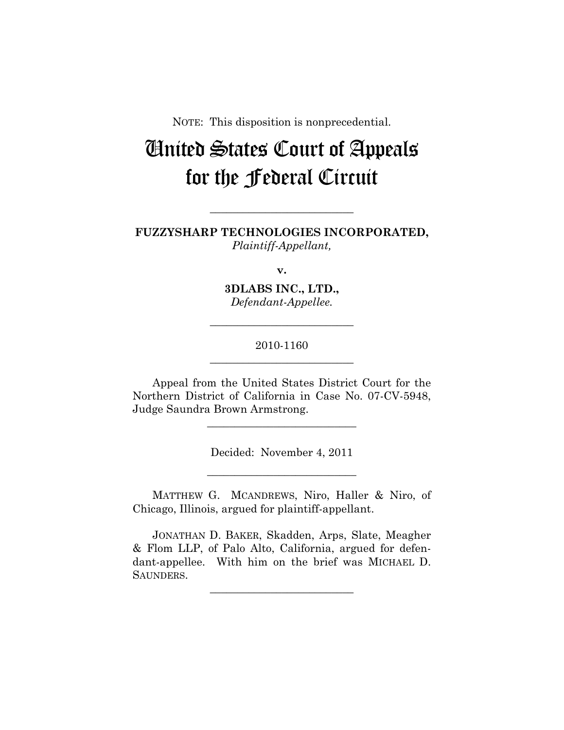NOTE: This disposition is nonprecedential.

# United States Court of Appeals for the Federal Circuit

---

**FUZZYSHARP TECHNOLOGIES INCORPORATED,**
*Plaintiff-Appellant,*

**v.**

**3DLABS INC., LTD.,**
*Defendant-Appellee.*

---

2010-1160

---

Appeal from the United States District Court for the Northern District of California in Case No. 07-CV-5948, Judge Saundra Brown Armstrong.

---

Decided: November 4, 2011

---

MATTHEW G. MCANDREWS, Niro, Haller & Niro, of Chicago, Illinois, argued for plaintiff-appellant.

JONATHAN D. BAKER, Skadden, Arps, Slate, Meagher & Flom LLP, of Palo Alto, California, argued for defendant-appellee. With him on the brief was MICHAEL D. SAUNDERS.

---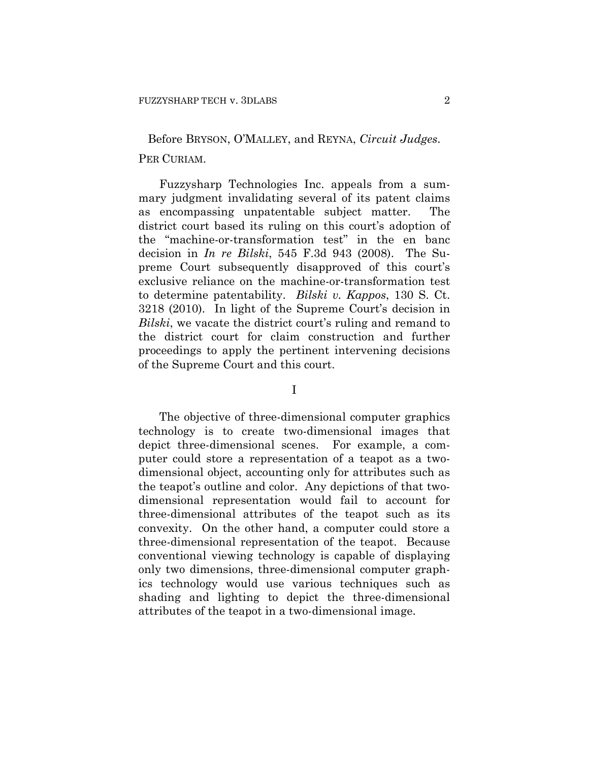Before BRYSON, O'MALLEY, and REYNA, *Circuit Judges*.

PER CURIAM.

Fuzzysharp Technologies Inc. appeals from a summary judgment invalidating several of its patent claims as encompassing unpatentable subject matter. The district court based its ruling on this court's adoption of the "machine-or-transformation test" in the en banc decision in *In re Bilski*, 545 F.3d 943 (2008). The Supreme Court subsequently disapproved of this court's exclusive reliance on the machine-or-transformation test to determine patentability. *Bilski v. Kappos*, 130 S. Ct. 3218 (2010). In light of the Supreme Court's decision in *Bilski*, we vacate the district court's ruling and remand to the district court for claim construction and further proceedings to apply the pertinent intervening decisions of the Supreme Court and this court.

## I

The objective of three-dimensional computer graphics technology is to create two-dimensional images that depict three-dimensional scenes. For example, a computer could store a representation of a teapot as a two-dimensional object, accounting only for attributes such as the teapot's outline and color. Any depictions of that two-dimensional representation would fail to account for three-dimensional attributes of the teapot such as its convexity. On the other hand, a computer could store a three-dimensional representation of the teapot. Because conventional viewing technology is capable of displaying only two dimensions, three-dimensional computer graphics technology would use various techniques such as shading and lighting to depict the three-dimensional attributes of the teapot in a two-dimensional image.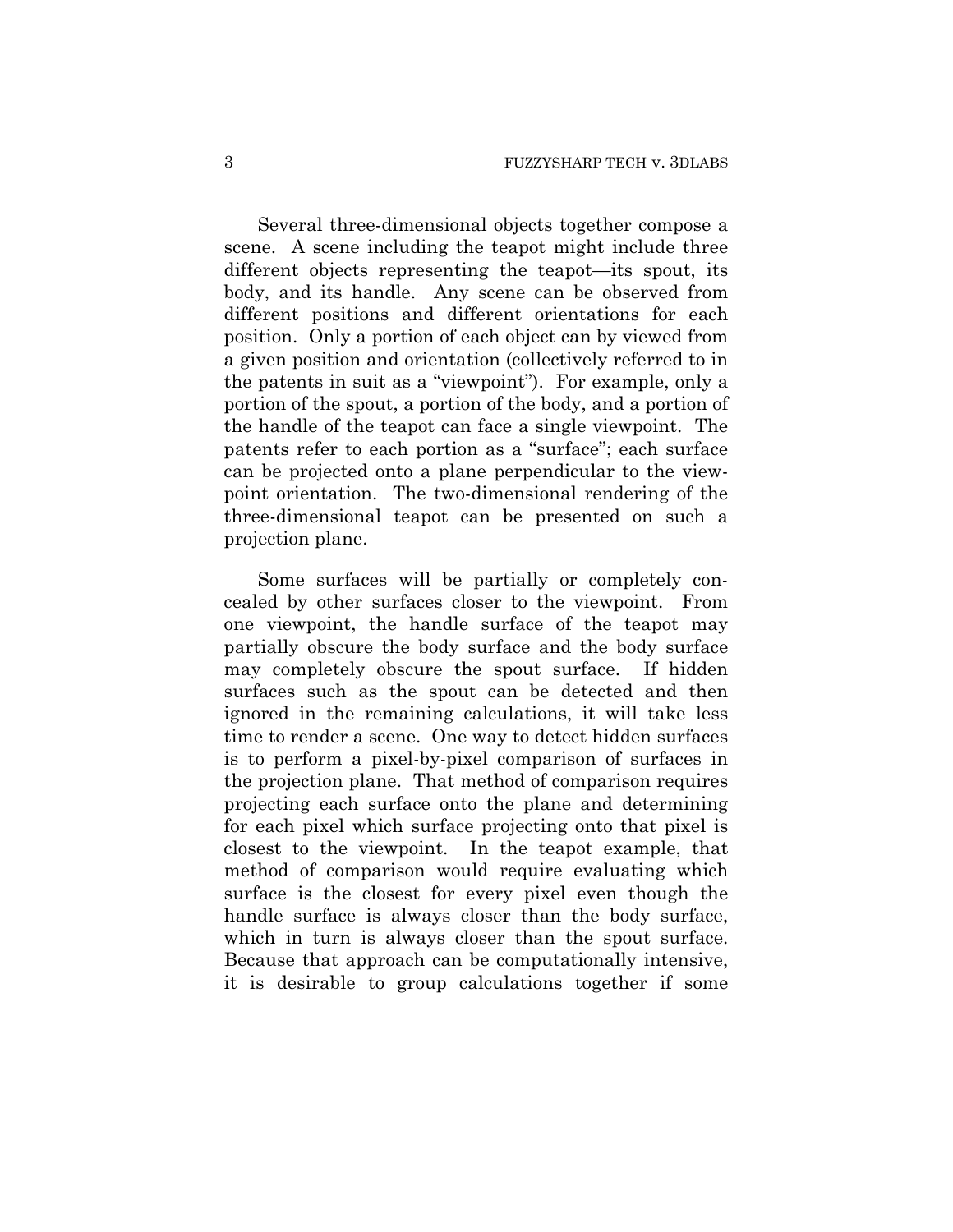Several three-dimensional objects together compose a scene. A scene including the teapot might include three different objects representing the teapot—its spout, its body, and its handle. Any scene can be observed from different positions and different orientations for each position. Only a portion of each object can by viewed from a given position and orientation (collectively referred to in the patents in suit as a "viewpoint"). For example, only a portion of the spout, a portion of the body, and a portion of the handle of the teapot can face a single viewpoint. The patents refer to each portion as a "surface"; each surface can be projected onto a plane perpendicular to the viewpoint orientation. The two-dimensional rendering of the three-dimensional teapot can be presented on such a projection plane.

Some surfaces will be partially or completely concealed by other surfaces closer to the viewpoint. From one viewpoint, the handle surface of the teapot may partially obscure the body surface and the body surface may completely obscure the spout surface. If hidden surfaces such as the spout can be detected and then ignored in the remaining calculations, it will take less time to render a scene. One way to detect hidden surfaces is to perform a pixel-by-pixel comparison of surfaces in the projection plane. That method of comparison requires projecting each surface onto the plane and determining for each pixel which surface projecting onto that pixel is closest to the viewpoint. In the teapot example, that method of comparison would require evaluating which surface is the closest for every pixel even though the handle surface is always closer than the body surface, which in turn is always closer than the spout surface. Because that approach can be computationally intensive, it is desirable to group calculations together if some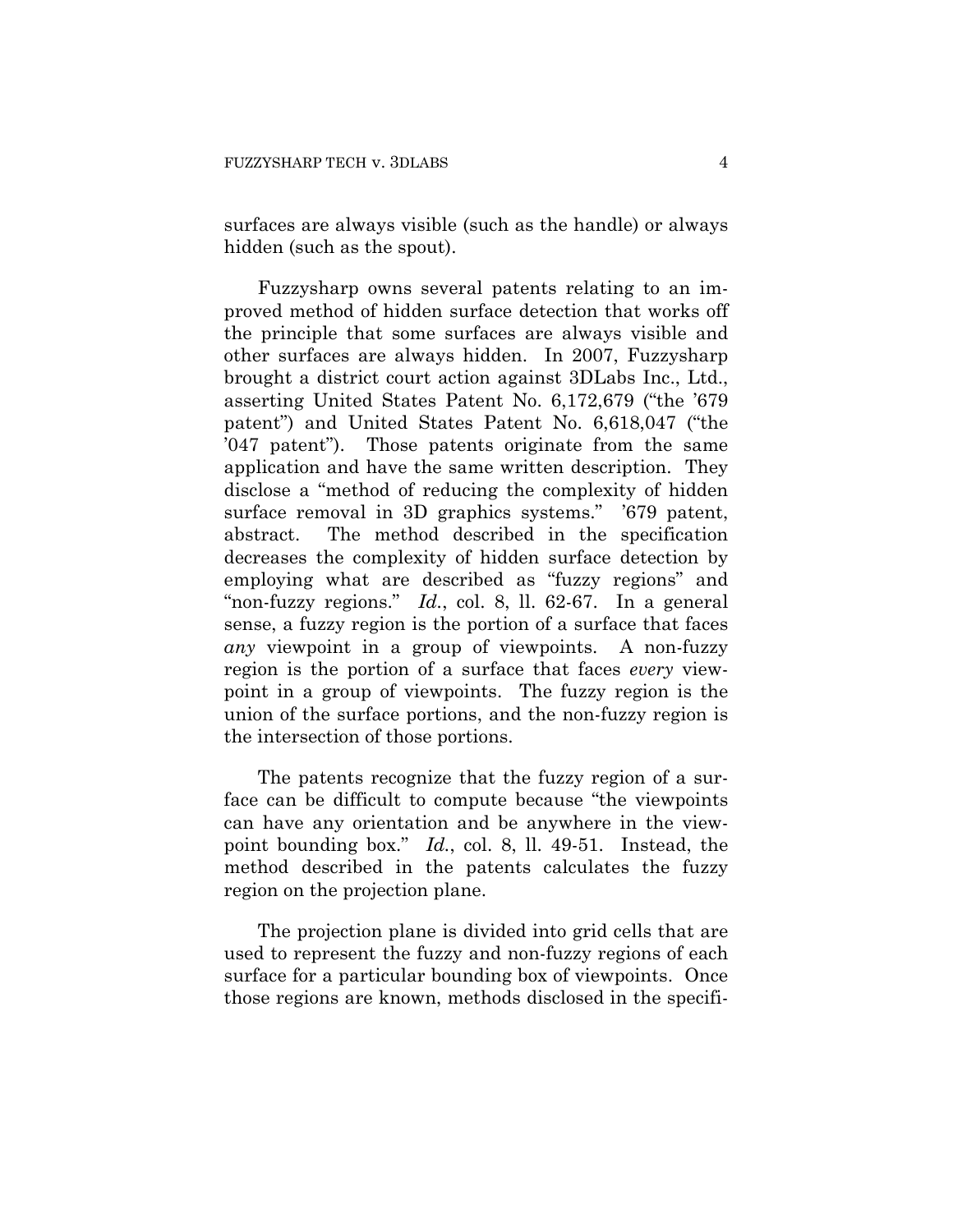surfaces are always visible (such as the handle) or always hidden (such as the spout).

Fuzzysharp owns several patents relating to an improved method of hidden surface detection that works off the principle that some surfaces are always visible and other surfaces are always hidden. In 2007, Fuzzysharp brought a district court action against 3DLabs Inc., Ltd., asserting United States Patent No. 6,172,679 ("the '679 patent") and United States Patent No. 6,618,047 ("the '047 patent"). Those patents originate from the same application and have the same written description. They disclose a "method of reducing the complexity of hidden surface removal in 3D graphics systems." '679 patent, abstract. The method described in the specification decreases the complexity of hidden surface detection by employing what are described as "fuzzy regions" and "non-fuzzy regions." *Id.*, col. 8, ll. 62-67. In a general sense, a fuzzy region is the portion of a surface that faces *any* viewpoint in a group of viewpoints. A non-fuzzy region is the portion of a surface that faces *every* viewpoint in a group of viewpoints. The fuzzy region is the union of the surface portions, and the non-fuzzy region is the intersection of those portions.

The patents recognize that the fuzzy region of a surface can be difficult to compute because "the viewpoints can have any orientation and be anywhere in the viewpoint bounding box." *Id.*, col. 8, ll. 49-51. Instead, the method described in the patents calculates the fuzzy region on the projection plane.

The projection plane is divided into grid cells that are used to represent the fuzzy and non-fuzzy regions of each surface for a particular bounding box of viewpoints. Once those regions are known, methods disclosed in the specifi-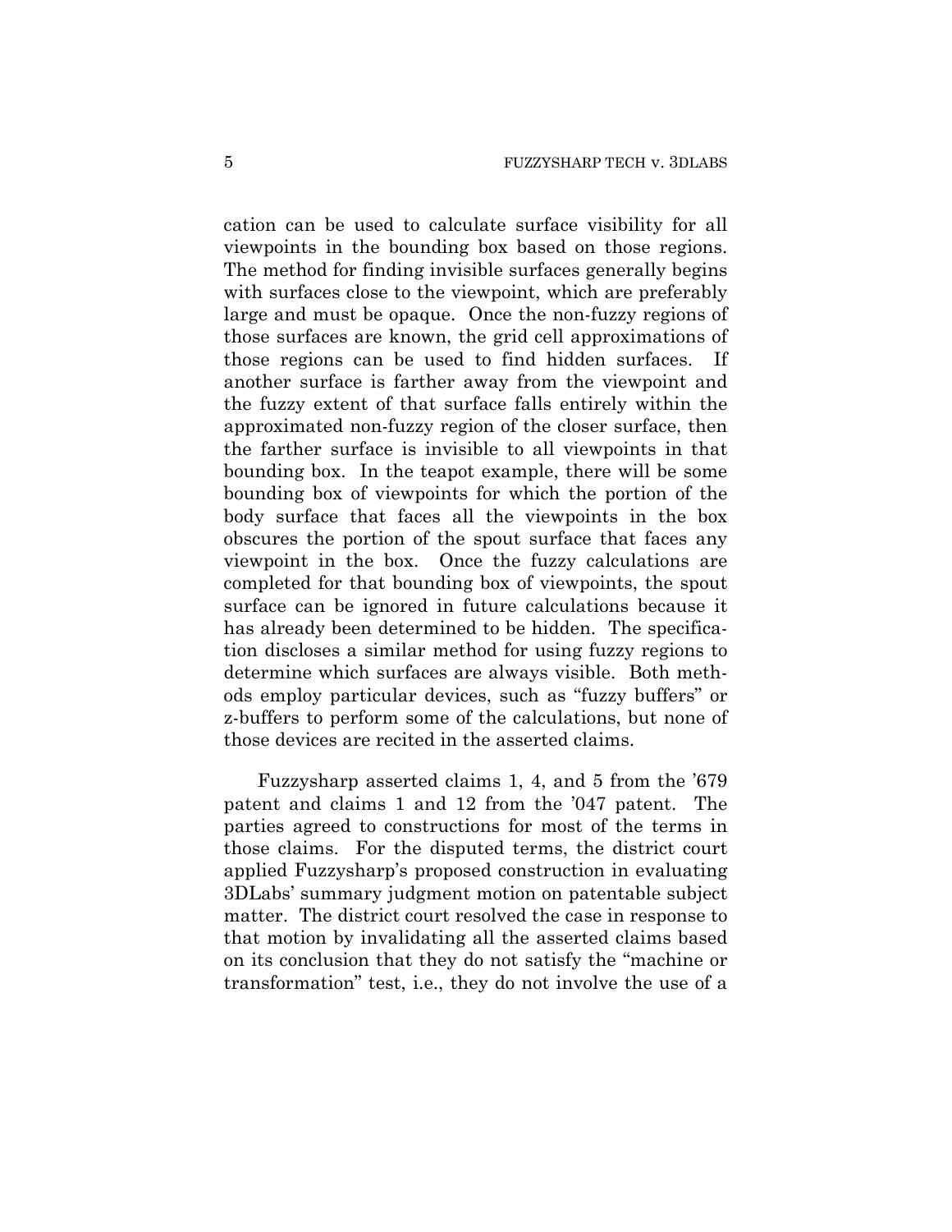cation can be used to calculate surface visibility for all viewpoints in the bounding box based on those regions. The method for finding invisible surfaces generally begins with surfaces close to the viewpoint, which are preferably large and must be opaque. Once the non-fuzzy regions of those surfaces are known, the grid cell approximations of those regions can be used to find hidden surfaces. If another surface is farther away from the viewpoint and the fuzzy extent of that surface falls entirely within the approximated non-fuzzy region of the closer surface, then the farther surface is invisible to all viewpoints in that bounding box. In the teapot example, there will be some bounding box of viewpoints for which the portion of the body surface that faces all the viewpoints in the box obscures the portion of the spout surface that faces any viewpoint in the box. Once the fuzzy calculations are completed for that bounding box of viewpoints, the spout surface can be ignored in future calculations because it has already been determined to be hidden. The specification discloses a similar method for using fuzzy regions to determine which surfaces are always visible. Both methods employ particular devices, such as "fuzzy buffers" or z-buffers to perform some of the calculations, but none of those devices are recited in the asserted claims.

Fuzzysharp asserted claims 1, 4, and 5 from the '679 patent and claims 1 and 12 from the '047 patent. The parties agreed to constructions for most of the terms in those claims. For the disputed terms, the district court applied Fuzzysharp's proposed construction in evaluating 3DLabs' summary judgment motion on patentable subject matter. The district court resolved the case in response to that motion by invalidating all the asserted claims based on its conclusion that they do not satisfy the "machine or transformation" test, i.e., they do not involve the use of a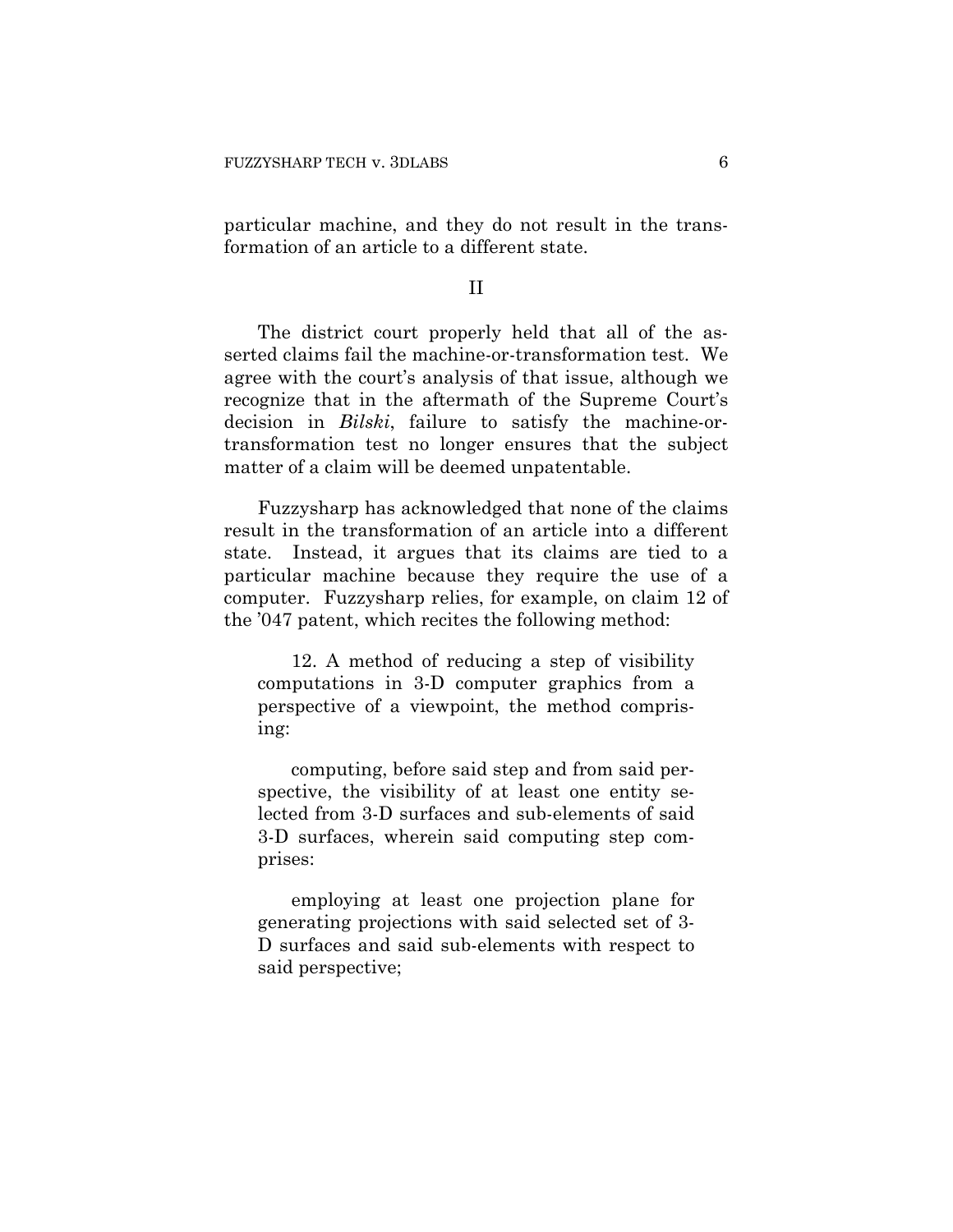particular machine, and they do not result in the transformation of an article to a different state.

## II

The district court properly held that all of the asserted claims fail the machine-or-transformation test. We agree with the court's analysis of that issue, although we recognize that in the aftermath of the Supreme Court's decision in *Bilski*, failure to satisfy the machine-or-transformation test no longer ensures that the subject matter of a claim will be deemed unpatentable.

Fuzzysharp has acknowledged that none of the claims result in the transformation of an article into a different state. Instead, it argues that its claims are tied to a particular machine because they require the use of a computer. Fuzzysharp relies, for example, on claim 12 of the '047 patent, which recites the following method:

> 12. A method of reducing a step of visibility computations in 3-D computer graphics from a perspective of a viewpoint, the method comprising:
>
> computing, before said step and from said perspective, the visibility of at least one entity selected from 3-D surfaces and sub-elements of said 3-D surfaces, wherein said computing step comprises:
>
> employing at least one projection plane for generating projections with said selected set of 3-D surfaces and said sub-elements with respect to said perspective;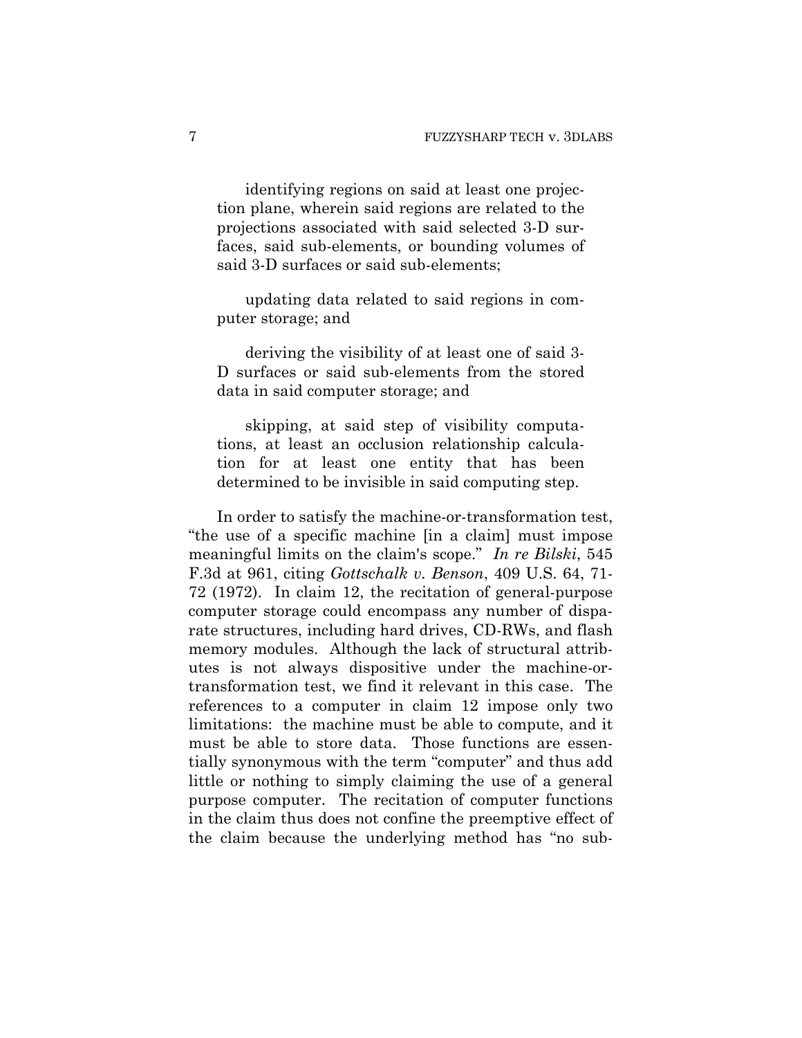identifying regions on said at least one projection plane, wherein said regions are related to the projections associated with said selected 3-D surfaces, said sub-elements, or bounding volumes of said 3-D surfaces or said sub-elements;

updating data related to said regions in computer storage; and

deriving the visibility of at least one of said 3-D surfaces or said sub-elements from the stored data in said computer storage; and

skipping, at said step of visibility computations, at least an occlusion relationship calculation for at least one entity that has been determined to be invisible in said computing step.

In order to satisfy the machine-or-transformation test, "the use of a specific machine [in a claim] must impose meaningful limits on the claim's scope." *In re Bilski*, 545 F.3d at 961, citing *Gottschalk v. Benson*, 409 U.S. 64, 71-72 (1972). In claim 12, the recitation of general-purpose computer storage could encompass any number of disparate structures, including hard drives, CD-RWs, and flash memory modules. Although the lack of structural attributes is not always dispositive under the machine-or-transformation test, we find it relevant in this case. The references to a computer in claim 12 impose only two limitations: the machine must be able to compute, and it must be able to store data. Those functions are essentially synonymous with the term "computer" and thus add little or nothing to simply claiming the use of a general purpose computer. The recitation of computer functions in the claim thus does not confine the preemptive effect of the claim because the underlying method has "no sub-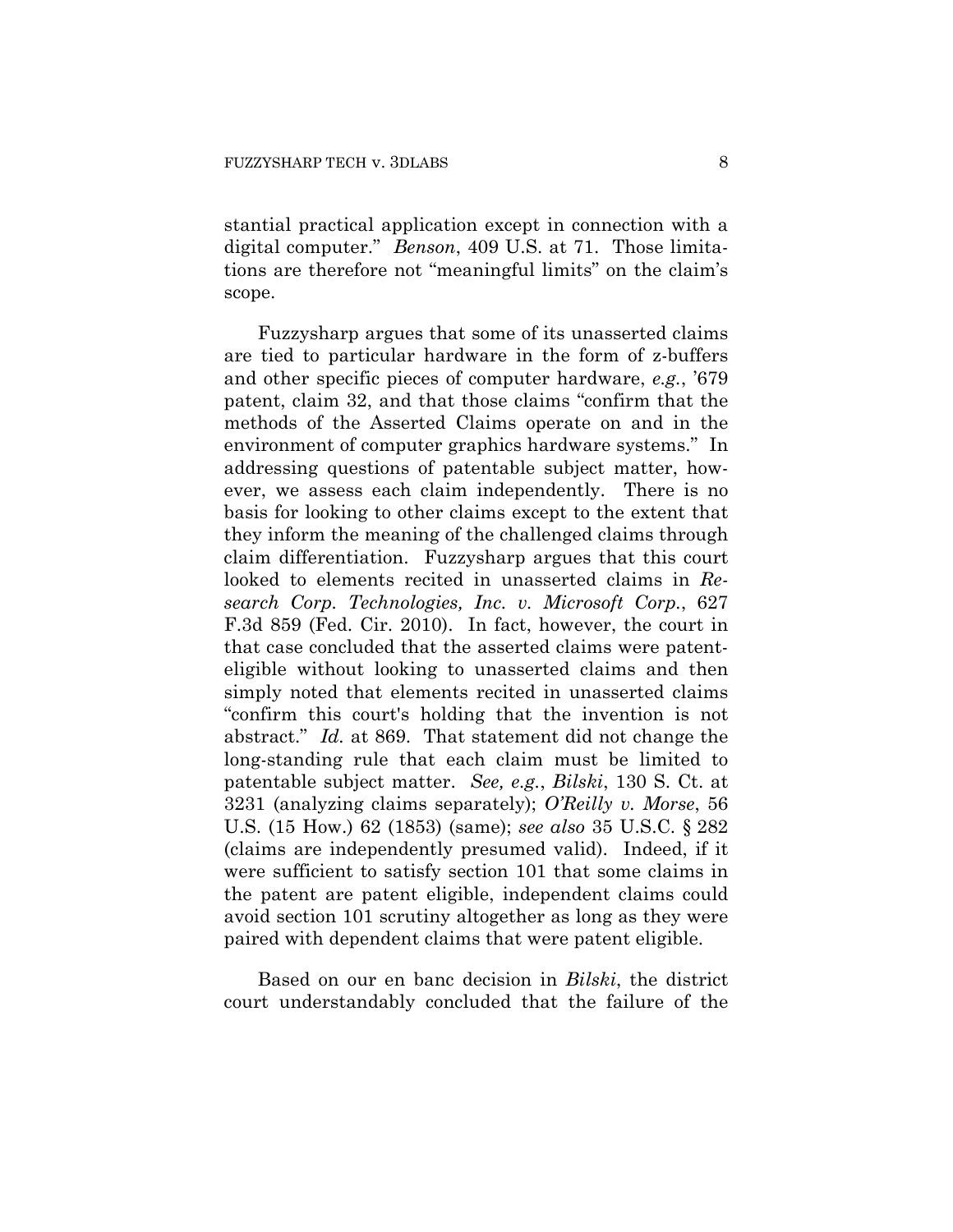stantial practical application except in connection with a digital computer." *Benson*, 409 U.S. at 71. Those limitations are therefore not "meaningful limits" on the claim's scope.

Fuzzysharp argues that some of its unasserted claims are tied to particular hardware in the form of z-buffers and other specific pieces of computer hardware, *e.g.*, '679 patent, claim 32, and that those claims "confirm that the methods of the Asserted Claims operate on and in the environment of computer graphics hardware systems." In addressing questions of patentable subject matter, however, we assess each claim independently. There is no basis for looking to other claims except to the extent that they inform the meaning of the challenged claims through claim differentiation. Fuzzysharp argues that this court looked to elements recited in unasserted claims in *Research Corp. Technologies, Inc. v. Microsoft Corp.*, 627 F.3d 859 (Fed. Cir. 2010). In fact, however, the court in that case concluded that the asserted claims were patent-eligible without looking to unasserted claims and then simply noted that elements recited in unasserted claims "confirm this court's holding that the invention is not abstract." *Id.* at 869. That statement did not change the long-standing rule that each claim must be limited to patentable subject matter. *See, e.g.*, *Bilski*, 130 S. Ct. at 3231 (analyzing claims separately); *O'Reilly v. Morse*, 56 U.S. (15 How.) 62 (1853) (same); *see also* 35 U.S.C. § 282 (claims are independently presumed valid). Indeed, if it were sufficient to satisfy section 101 that some claims in the patent are patent eligible, independent claims could avoid section 101 scrutiny altogether as long as they were paired with dependent claims that were patent eligible.

Based on our en banc decision in *Bilski*, the district court understandably concluded that the failure of the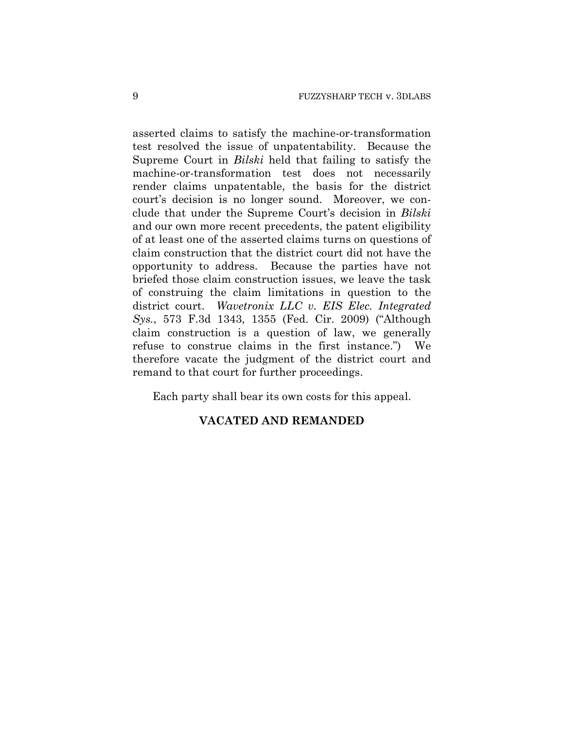asserted claims to satisfy the machine-or-transformation test resolved the issue of unpatentability. Because the Supreme Court in *Bilski* held that failing to satisfy the machine-or-transformation test does not necessarily render claims unpatentable, the basis for the district court's decision is no longer sound. Moreover, we conclude that under the Supreme Court's decision in *Bilski* and our own more recent precedents, the patent eligibility of at least one of the asserted claims turns on questions of claim construction that the district court did not have the opportunity to address. Because the parties have not briefed those claim construction issues, we leave the task of construing the claim limitations in question to the district court. *Wavetronix LLC v. EIS Elec. Integrated Sys.*, 573 F.3d 1343, 1355 (Fed. Cir. 2009) ("Although claim construction is a question of law, we generally refuse to construe claims in the first instance.") We therefore vacate the judgment of the district court and remand to that court for further proceedings.

Each party shall bear its own costs for this appeal.

**VACATED AND REMANDED**